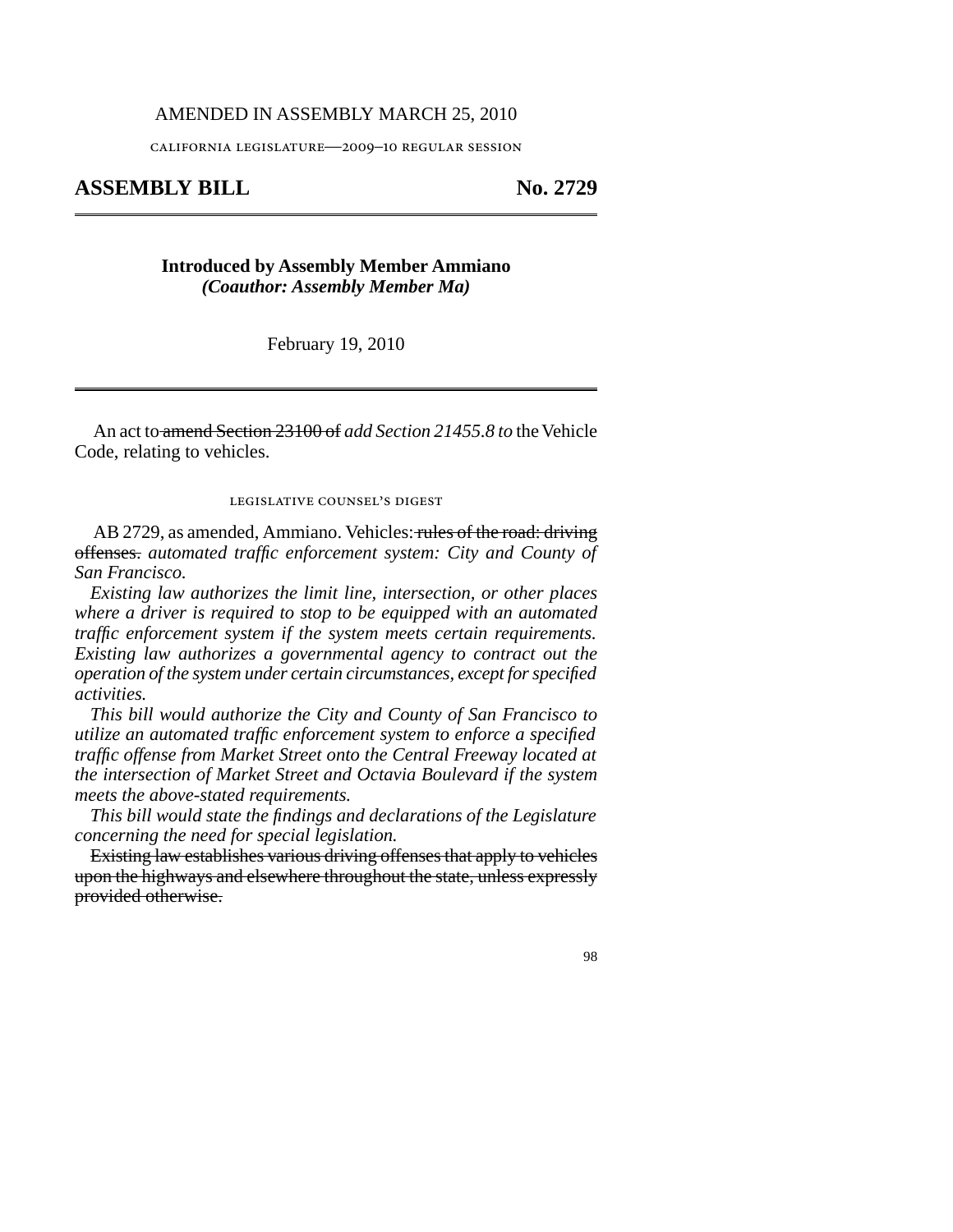AMENDED IN ASSEMBLY MARCH 25, 2010

california legislature—2009–10 regular session

# ASSEMBLY BILL No. 2729

**Introduced by Assembly Member Ammiano**
***(Coauthor: Assembly Member Ma)***

February 19, 2010

An act to ~~amend Section 23100 of~~ *add Section 21455.8 to* the Vehicle Code, relating to vehicles.

legislative counsel's digest

AB 2729, as amended, Ammiano. Vehicles: ~~rules of the road: driving offenses.~~ *automated traffic enforcement system: City and County of San Francisco.*

*Existing law authorizes the limit line, intersection, or other places where a driver is required to stop to be equipped with an automated traffic enforcement system if the system meets certain requirements. Existing law authorizes a governmental agency to contract out the operation of the system under certain circumstances, except for specified activities.*

*This bill would authorize the City and County of San Francisco to utilize an automated traffic enforcement system to enforce a specified traffic offense from Market Street onto the Central Freeway located at the intersection of Market Street and Octavia Boulevard if the system meets the above-stated requirements.*

*This bill would state the findings and declarations of the Legislature concerning the need for special legislation.*

~~Existing law establishes various driving offenses that apply to vehicles upon the highways and elsewhere throughout the state, unless expressly provided otherwise.~~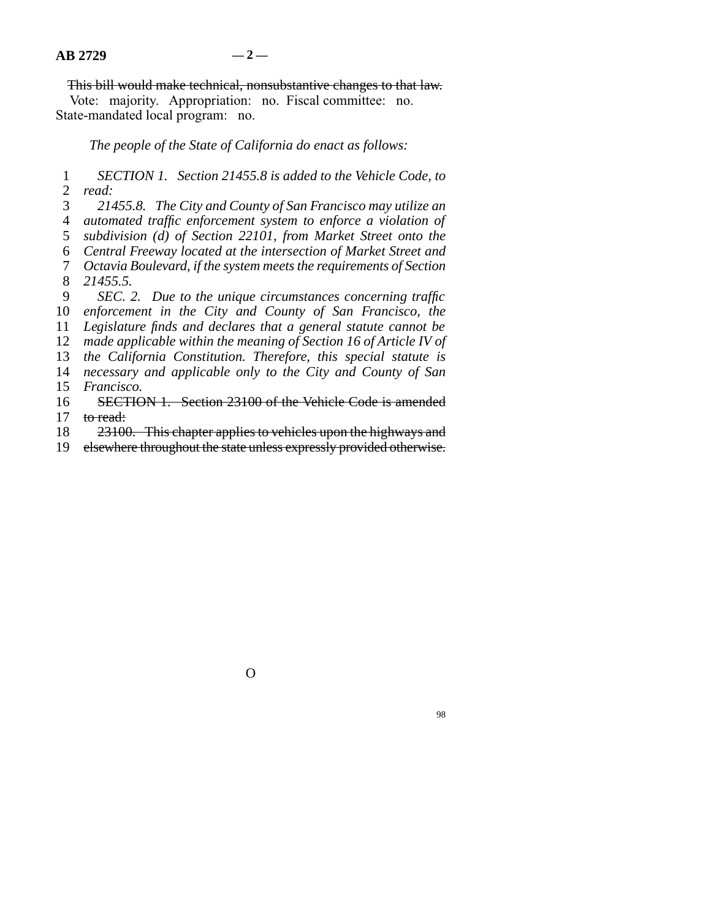~~This bill would make technical, nonsubstantive changes to that law.~~

Vote: majority. Appropriation: no. Fiscal committee: no. State-mandated local program: no.

*The people of the State of California do enact as follows:*

*SECTION 1. Section 21455.8 is added to the Vehicle Code, to read:*

*21455.8. The City and County of San Francisco may utilize an automated traffic enforcement system to enforce a violation of subdivision (d) of Section 22101, from Market Street onto the Central Freeway located at the intersection of Market Street and Octavia Boulevard, if the system meets the requirements of Section 21455.5.*

*SEC. 2. Due to the unique circumstances concerning traffic enforcement in the City and County of San Francisco, the Legislature finds and declares that a general statute cannot be made applicable within the meaning of Section 16 of Article IV of the California Constitution. Therefore, this special statute is necessary and applicable only to the City and County of San Francisco.*

~~SECTION 1. Section 23100 of the Vehicle Code is amended to read:~~

~~23100. This chapter applies to vehicles upon the highways and elsewhere throughout the state unless expressly provided otherwise.~~

O